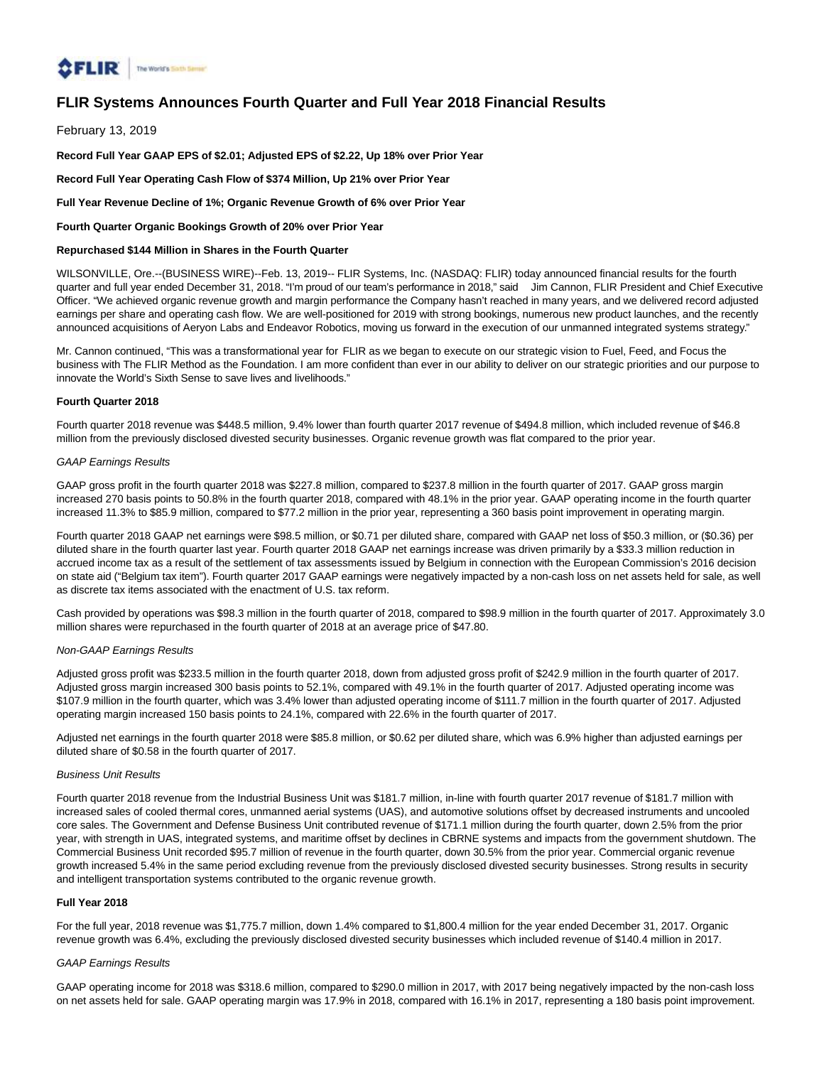# FLIR Systems Announces Fourth Quarter and Full Year 2018 Financial Results

February 13, 2019

**Record Full Year GAAP EPS of $2.01; Adjusted EPS of $2.22, Up 18% over Prior Year**

**Record Full Year Operating Cash Flow of $374 Million, Up 21% over Prior Year**

**Full Year Revenue Decline of 1%; Organic Revenue Growth of 6% over Prior Year**

**Fourth Quarter Organic Bookings Growth of 20% over Prior Year**

**Repurchased $144 Million in Shares in the Fourth Quarter**

WILSONVILLE, Ore.--(BUSINESS WIRE)--Feb. 13, 2019-- FLIR Systems, Inc. (NASDAQ: FLIR) today announced financial results for the fourth quarter and full year ended December 31, 2018. "I'm proud of our team's performance in 2018," said Jim Cannon, FLIR President and Chief Executive Officer. "We achieved organic revenue growth and margin performance the Company hasn't reached in many years, and we delivered record adjusted earnings per share and operating cash flow. We are well-positioned for 2019 with strong bookings, numerous new product launches, and the recently announced acquisitions of Aeryon Labs and Endeavor Robotics, moving us forward in the execution of our unmanned integrated systems strategy."

Mr. Cannon continued, "This was a transformational year for FLIR as we began to execute on our strategic vision to Fuel, Feed, and Focus the business with The FLIR Method as the Foundation. I am more confident than ever in our ability to deliver on our strategic priorities and our purpose to innovate the World's Sixth Sense to save lives and livelihoods."

## Fourth Quarter 2018

Fourth quarter 2018 revenue was $448.5 million, 9.4% lower than fourth quarter 2017 revenue of $494.8 million, which included revenue of $46.8 million from the previously disclosed divested security businesses. Organic revenue growth was flat compared to the prior year.

*GAAP Earnings Results*

GAAP gross profit in the fourth quarter 2018 was $227.8 million, compared to $237.8 million in the fourth quarter of 2017. GAAP gross margin increased 270 basis points to 50.8% in the fourth quarter 2018, compared with 48.1% in the prior year. GAAP operating income in the fourth quarter increased 11.3% to $85.9 million, compared to $77.2 million in the prior year, representing a 360 basis point improvement in operating margin.

Fourth quarter 2018 GAAP net earnings were $98.5 million, or $0.71 per diluted share, compared with GAAP net loss of $50.3 million, or ($0.36) per diluted share in the fourth quarter last year. Fourth quarter 2018 GAAP net earnings increase was driven primarily by a $33.3 million reduction in accrued income tax as a result of the settlement of tax assessments issued by Belgium in connection with the European Commission's 2016 decision on state aid ("Belgium tax item"). Fourth quarter 2017 GAAP earnings were negatively impacted by a non-cash loss on net assets held for sale, as well as discrete tax items associated with the enactment of U.S. tax reform.

Cash provided by operations was $98.3 million in the fourth quarter of 2018, compared to $98.9 million in the fourth quarter of 2017. Approximately 3.0 million shares were repurchased in the fourth quarter of 2018 at an average price of $47.80.

*Non-GAAP Earnings Results*

Adjusted gross profit was $233.5 million in the fourth quarter 2018, down from adjusted gross profit of $242.9 million in the fourth quarter of 2017. Adjusted gross margin increased 300 basis points to 52.1%, compared with 49.1% in the fourth quarter of 2017. Adjusted operating income was $107.9 million in the fourth quarter, which was 3.4% lower than adjusted operating income of $111.7 million in the fourth quarter of 2017. Adjusted operating margin increased 150 basis points to 24.1%, compared with 22.6% in the fourth quarter of 2017.

Adjusted net earnings in the fourth quarter 2018 were $85.8 million, or $0.62 per diluted share, which was 6.9% higher than adjusted earnings per diluted share of $0.58 in the fourth quarter of 2017.

*Business Unit Results*

Fourth quarter 2018 revenue from the Industrial Business Unit was $181.7 million, in-line with fourth quarter 2017 revenue of $181.7 million with increased sales of cooled thermal cores, unmanned aerial systems (UAS), and automotive solutions offset by decreased instruments and uncooled core sales. The Government and Defense Business Unit contributed revenue of $171.1 million during the fourth quarter, down 2.5% from the prior year, with strength in UAS, integrated systems, and maritime offset by declines in CBRNE systems and impacts from the government shutdown. The Commercial Business Unit recorded $95.7 million of revenue in the fourth quarter, down 30.5% from the prior year. Commercial organic revenue growth increased 5.4% in the same period excluding revenue from the previously disclosed divested security businesses. Strong results in security and intelligent transportation systems contributed to the organic revenue growth.

## Full Year 2018

For the full year, 2018 revenue was $1,775.7 million, down 1.4% compared to $1,800.4 million for the year ended December 31, 2017. Organic revenue growth was 6.4%, excluding the previously disclosed divested security businesses which included revenue of $140.4 million in 2017.

*GAAP Earnings Results*

GAAP operating income for 2018 was $318.6 million, compared to $290.0 million in 2017, with 2017 being negatively impacted by the non-cash loss on net assets held for sale. GAAP operating margin was 17.9% in 2018, compared with 16.1% in 2017, representing a 180 basis point improvement.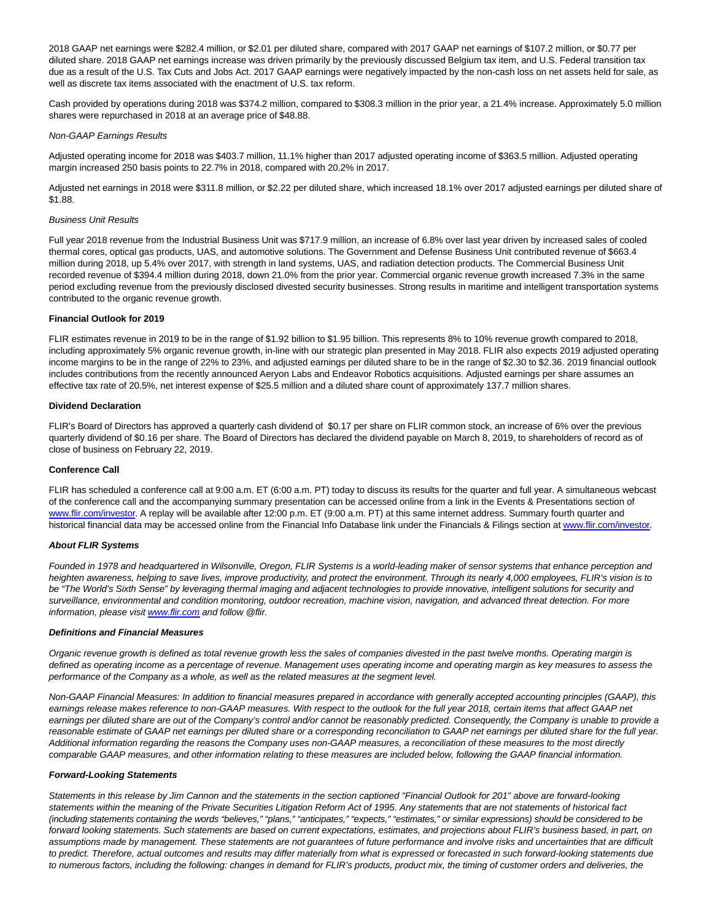2018 GAAP net earnings were $282.4 million, or $2.01 per diluted share, compared with 2017 GAAP net earnings of $107.2 million, or $0.77 per diluted share. 2018 GAAP net earnings increase was driven primarily by the previously discussed Belgium tax item, and U.S. Federal transition tax due as a result of the U.S. Tax Cuts and Jobs Act. 2017 GAAP earnings were negatively impacted by the non-cash loss on net assets held for sale, as well as discrete tax items associated with the enactment of U.S. tax reform.

Cash provided by operations during 2018 was $374.2 million, compared to $308.3 million in the prior year, a 21.4% increase. Approximately 5.0 million shares were repurchased in 2018 at an average price of $48.88.

*Non-GAAP Earnings Results*

Adjusted operating income for 2018 was $403.7 million, 11.1% higher than 2017 adjusted operating income of $363.5 million. Adjusted operating margin increased 250 basis points to 22.7% in 2018, compared with 20.2% in 2017.

Adjusted net earnings in 2018 were $311.8 million, or $2.22 per diluted share, which increased 18.1% over 2017 adjusted earnings per diluted share of $1.88.

*Business Unit Results*

Full year 2018 revenue from the Industrial Business Unit was $717.9 million, an increase of 6.8% over last year driven by increased sales of cooled thermal cores, optical gas products, UAS, and automotive solutions. The Government and Defense Business Unit contributed revenue of $663.4 million during 2018, up 5.4% over 2017, with strength in land systems, UAS, and radiation detection products. The Commercial Business Unit recorded revenue of $394.4 million during 2018, down 21.0% from the prior year. Commercial organic revenue growth increased 7.3% in the same period excluding revenue from the previously disclosed divested security businesses. Strong results in maritime and intelligent transportation systems contributed to the organic revenue growth.

**Financial Outlook for 2019**

FLIR estimates revenue in 2019 to be in the range of $1.92 billion to $1.95 billion. This represents 8% to 10% revenue growth compared to 2018, including approximately 5% organic revenue growth, in-line with our strategic plan presented in May 2018. FLIR also expects 2019 adjusted operating income margins to be in the range of 22% to 23%, and adjusted earnings per diluted share to be in the range of $2.30 to $2.36. 2019 financial outlook includes contributions from the recently announced Aeryon Labs and Endeavor Robotics acquisitions. Adjusted earnings per share assumes an effective tax rate of 20.5%, net interest expense of $25.5 million and a diluted share count of approximately 137.7 million shares.

**Dividend Declaration**

FLIR's Board of Directors has approved a quarterly cash dividend of $0.17 per share on FLIR common stock, an increase of 6% over the previous quarterly dividend of $0.16 per share. The Board of Directors has declared the dividend payable on March 8, 2019, to shareholders of record as of close of business on February 22, 2019.

**Conference Call**

FLIR has scheduled a conference call at 9:00 a.m. ET (6:00 a.m. PT) today to discuss its results for the quarter and full year. A simultaneous webcast of the conference call and the accompanying summary presentation can be accessed online from a link in the Events & Presentations section of www.flir.com/investor. A replay will be available after 12:00 p.m. ET (9:00 a.m. PT) at this same internet address. Summary fourth quarter and historical financial data may be accessed online from the Financial Info Database link under the Financials & Filings section at www.flir.com/investor.

***About FLIR Systems***

*Founded in 1978 and headquartered in Wilsonville, Oregon, FLIR Systems is a world-leading maker of sensor systems that enhance perception and heighten awareness, helping to save lives, improve productivity, and protect the environment. Through its nearly 4,000 employees, FLIR's vision is to be "The World's Sixth Sense" by leveraging thermal imaging and adjacent technologies to provide innovative, intelligent solutions for security and surveillance, environmental and condition monitoring, outdoor recreation, machine vision, navigation, and advanced threat detection. For more information, please visit www.flir.com and follow @flir.*

***Definitions and Financial Measures***

*Organic revenue growth is defined as total revenue growth less the sales of companies divested in the past twelve months. Operating margin is defined as operating income as a percentage of revenue. Management uses operating income and operating margin as key measures to assess the performance of the Company as a whole, as well as the related measures at the segment level.*

*Non-GAAP Financial Measures: In addition to financial measures prepared in accordance with generally accepted accounting principles (GAAP), this earnings release makes reference to non-GAAP measures. With respect to the outlook for the full year 2018, certain items that affect GAAP net earnings per diluted share are out of the Company's control and/or cannot be reasonably predicted. Consequently, the Company is unable to provide a reasonable estimate of GAAP net earnings per diluted share or a corresponding reconciliation to GAAP net earnings per diluted share for the full year. Additional information regarding the reasons the Company uses non-GAAP measures, a reconciliation of these measures to the most directly comparable GAAP measures, and other information relating to these measures are included below, following the GAAP financial information.*

***Forward-Looking Statements***

*Statements in this release by Jim Cannon and the statements in the section captioned "Financial Outlook for 201" above are forward-looking statements within the meaning of the Private Securities Litigation Reform Act of 1995. Any statements that are not statements of historical fact (including statements containing the words "believes," "plans," "anticipates," "expects," "estimates," or similar expressions) should be considered to be forward looking statements. Such statements are based on current expectations, estimates, and projections about FLIR's business based, in part, on assumptions made by management. These statements are not guarantees of future performance and involve risks and uncertainties that are difficult to predict. Therefore, actual outcomes and results may differ materially from what is expressed or forecasted in such forward-looking statements due to numerous factors, including the following: changes in demand for FLIR's products, product mix, the timing of customer orders and deliveries, the*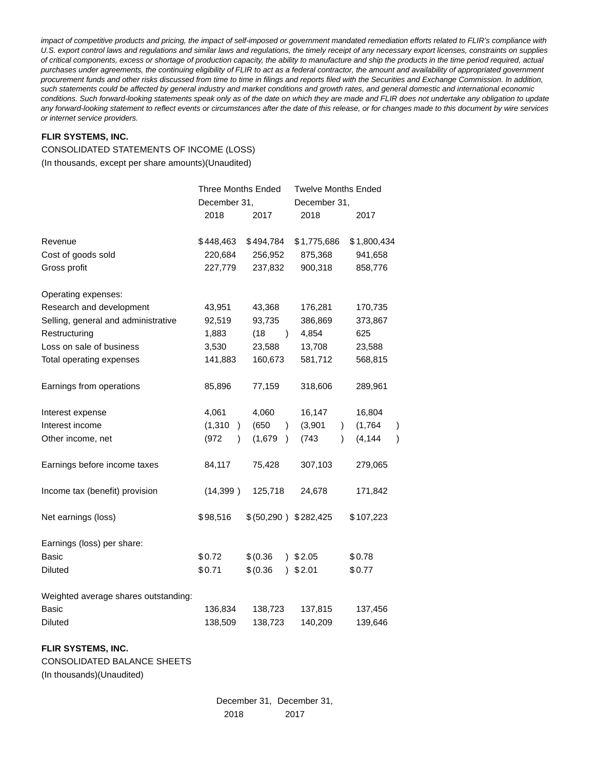*impact of competitive products and pricing, the impact of self-imposed or government mandated remediation efforts related to FLIR's compliance with U.S. export control laws and regulations and similar laws and regulations, the timely receipt of any necessary export licenses, constraints on supplies of critical components, excess or shortage of production capacity, the ability to manufacture and ship the products in the time period required, actual purchases under agreements, the continuing eligibility of FLIR to act as a federal contractor, the amount and availability of appropriated government procurement funds and other risks discussed from time to time in filings and reports filed with the Securities and Exchange Commission. In addition, such statements could be affected by general industry and market conditions and growth rates, and general domestic and international economic conditions. Such forward-looking statements speak only as of the date on which they are made and FLIR does not undertake any obligation to update any forward-looking statement to reflect events or circumstances after the date of this release, or for changes made to this document by wire services or internet service providers.*

**FLIR SYSTEMS, INC.**

CONSOLIDATED STATEMENTS OF INCOME (LOSS)

(In thousands, except per share amounts)(Unaudited)

| | Three Months Ended December 31, | | Twelve Months Ended December 31, | |
|---|---|---|---|---|
| | 2018 | 2017 | 2018 | 2017 |
| Revenue | $448,463 | $494,784 | $1,775,686 | $1,800,434 |
| Cost of goods sold | 220,684 | 256,952 | 875,368 | 941,658 |
| Gross profit | 227,779 | 237,832 | 900,318 | 858,776 |
| Operating expenses: | | | | |
| Research and development | 43,951 | 43,368 | 176,281 | 170,735 |
| Selling, general and administrative | 92,519 | 93,735 | 386,869 | 373,867 |
| Restructuring | 1,883 | (18) | 4,854 | 625 |
| Loss on sale of business | 3,530 | 23,588 | 13,708 | 23,588 |
| Total operating expenses | 141,883 | 160,673 | 581,712 | 568,815 |
| Earnings from operations | 85,896 | 77,159 | 318,606 | 289,961 |
| Interest expense | 4,061 | 4,060 | 16,147 | 16,804 |
| Interest income | (1,310) | (650) | (3,901) | (1,764) |
| Other income, net | (972) | (1,679) | (743) | (4,144) |
| Earnings before income taxes | 84,117 | 75,428 | 307,103 | 279,065 |
| Income tax (benefit) provision | (14,399) | 125,718 | 24,678 | 171,842 |
| Net earnings (loss) | $98,516 | $(50,290) | $282,425 | $107,223 |
| Earnings (loss) per share: | | | | |
| Basic | $0.72 | $(0.36) | $2.05 | $0.78 |
| Diluted | $0.71 | $(0.36) | $2.01 | $0.77 |
| Weighted average shares outstanding: | | | | |
| Basic | 136,834 | 138,723 | 137,815 | 137,456 |
| Diluted | 138,509 | 138,723 | 140,209 | 139,646 |

**FLIR SYSTEMS, INC.**

CONSOLIDATED BALANCE SHEETS

(In thousands)(Unaudited)

| | December 31, 2018 | December 31, 2017 |
|---|---|---|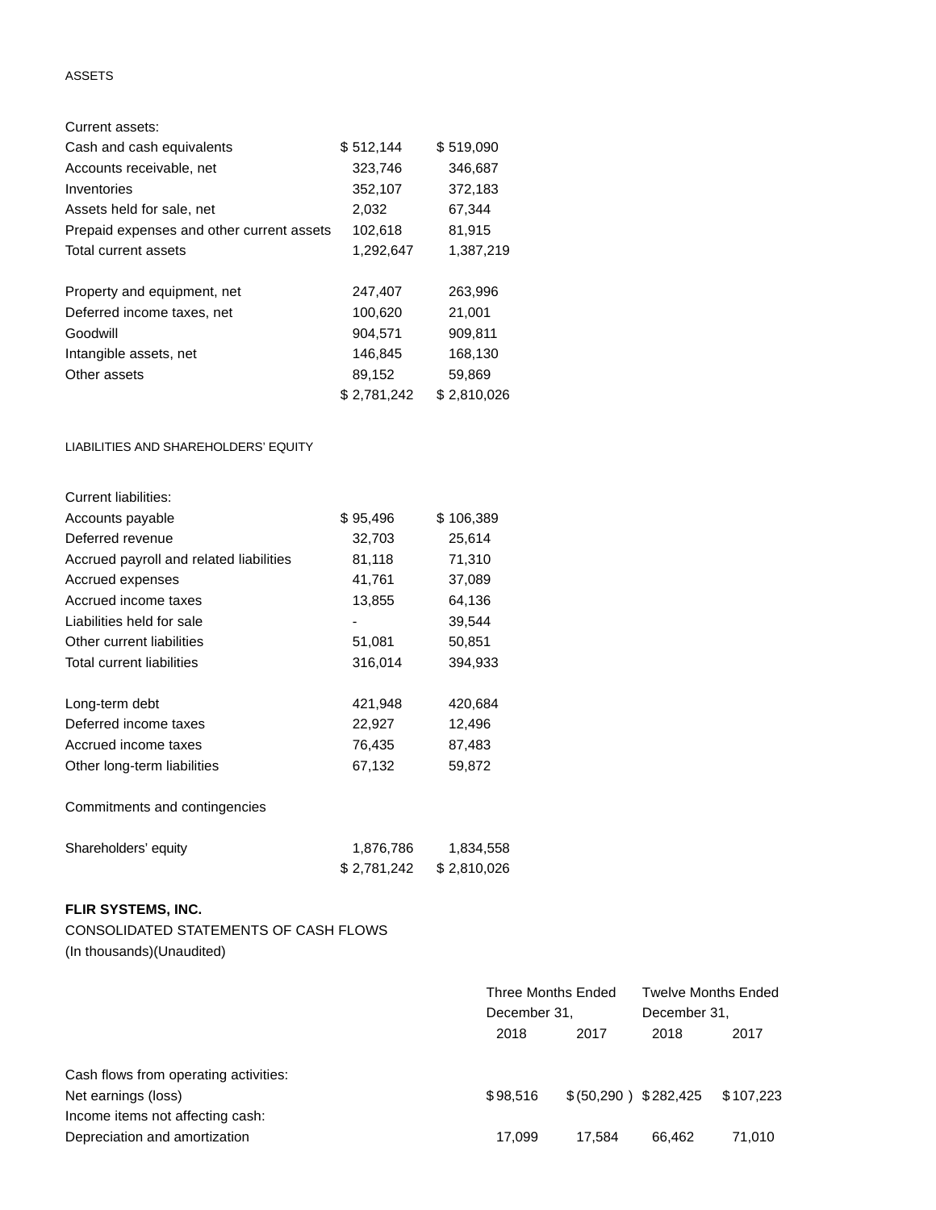ASSETS

| | | |
|---|---|---|
| Current assets: | | |
| Cash and cash equivalents | $ 512,144 | $ 519,090 |
| Accounts receivable, net | 323,746 | 346,687 |
| Inventories | 352,107 | 372,183 |
| Assets held for sale, net | 2,032 | 67,344 |
| Prepaid expenses and other current assets | 102,618 | 81,915 |
| Total current assets | 1,292,647 | 1,387,219 |
| | | |
| Property and equipment, net | 247,407 | 263,996 |
| Deferred income taxes, net | 100,620 | 21,001 |
| Goodwill | 904,571 | 909,811 |
| Intangible assets, net | 146,845 | 168,130 |
| Other assets | 89,152 | 59,869 |
| | $ 2,781,242 | $ 2,810,026 |

LIABILITIES AND SHAREHOLDERS' EQUITY

| | | |
|---|---|---|
| Current liabilities: | | |
| Accounts payable | $ 95,496 | $ 106,389 |
| Deferred revenue | 32,703 | 25,614 |
| Accrued payroll and related liabilities | 81,118 | 71,310 |
| Accrued expenses | 41,761 | 37,089 |
| Accrued income taxes | 13,855 | 64,136 |
| Liabilities held for sale | - | 39,544 |
| Other current liabilities | 51,081 | 50,851 |
| Total current liabilities | 316,014 | 394,933 |
| | | |
| Long-term debt | 421,948 | 420,684 |
| Deferred income taxes | 22,927 | 12,496 |
| Accrued income taxes | 76,435 | 87,483 |
| Other long-term liabilities | 67,132 | 59,872 |
| | | |
| Commitments and contingencies | | |
| | | |
| Shareholders' equity | 1,876,786 | 1,834,558 |
| | $ 2,781,242 | $ 2,810,026 |

**FLIR SYSTEMS, INC.**

CONSOLIDATED STATEMENTS OF CASH FLOWS

(In thousands)(Unaudited)

| | Three Months Ended December 31, | | Twelve Months Ended December 31, | |
|---|---|---|---|---|
| | 2018 | 2017 | 2018 | 2017 |
| Cash flows from operating activities: | | | | |
| Net earnings (loss) | $ 98,516 | $ (50,290 ) | $ 282,425 | $ 107,223 |
| Income items not affecting cash: | | | | |
| Depreciation and amortization | 17,099 | 17,584 | 66,462 | 71,010 |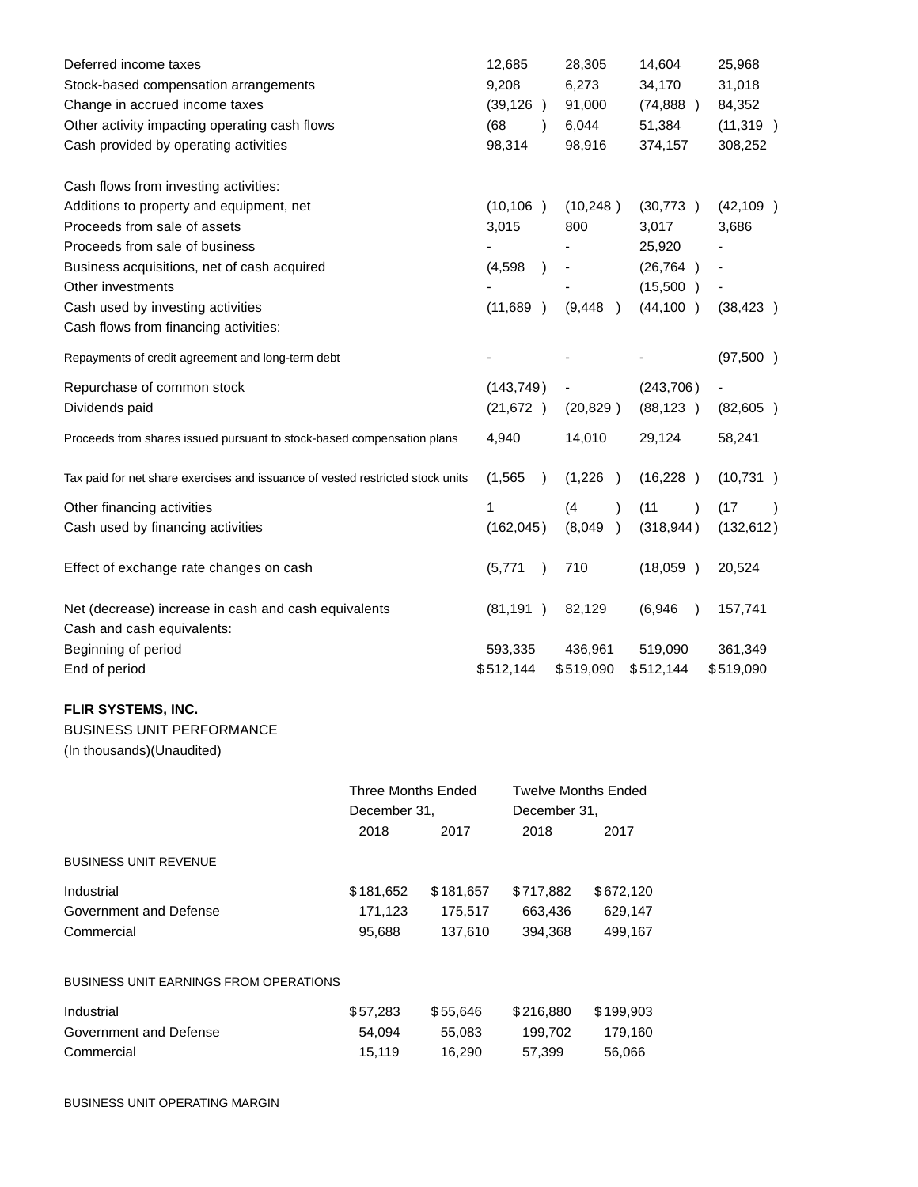| | | | | |
|---|---|---|---|---|
| Deferred income taxes | 12,685 | 28,305 | 14,604 | 25,968 |
| Stock-based compensation arrangements | 9,208 | 6,273 | 34,170 | 31,018 |
| Change in accrued income taxes | (39,126 ) | 91,000 | (74,888 ) | 84,352 |
| Other activity impacting operating cash flows | (68 ) | 6,044 | 51,384 | (11,319 ) |
| Cash provided by operating activities | 98,314 | 98,916 | 374,157 | 308,252 |
| | | | | |
| Cash flows from investing activities: | | | | |
| Additions to property and equipment, net | (10,106 ) | (10,248 ) | (30,773 ) | (42,109 ) |
| Proceeds from sale of assets | 3,015 | 800 | 3,017 | 3,686 |
| Proceeds from sale of business | - | - | 25,920 | - |
| Business acquisitions, net of cash acquired | (4,598 ) | - | (26,764 ) | - |
| Other investments | - | - | (15,500 ) | - |
| Cash used by investing activities | (11,689 ) | (9,448 ) | (44,100 ) | (38,423 ) |
| Cash flows from financing activities: | | | | |
| Repayments of credit agreement and long-term debt | - | - | - | (97,500 ) |
| Repurchase of common stock | (143,749) | - | (243,706) | - |
| Dividends paid | (21,672 ) | (20,829 ) | (88,123 ) | (82,605 ) |
| Proceeds from shares issued pursuant to stock-based compensation plans | 4,940 | 14,010 | 29,124 | 58,241 |
| Tax paid for net share exercises and issuance of vested restricted stock units | (1,565 ) | (1,226 ) | (16,228 ) | (10,731 ) |
| Other financing activities | 1 | (4 ) | (11 ) | (17 ) |
| Cash used by financing activities | (162,045) | (8,049 ) | (318,944) | (132,612) |
| | | | | |
| Effect of exchange rate changes on cash | (5,771 ) | 710 | (18,059 ) | 20,524 |
| | | | | |
| Net (decrease) increase in cash and cash equivalents | (81,191 ) | 82,129 | (6,946 ) | 157,741 |
| Cash and cash equivalents: | | | | |
| Beginning of period | 593,335 | 436,961 | 519,090 | 361,349 |
| End of period | $512,144 | $519,090 | $512,144 | $519,090 |

**FLIR SYSTEMS, INC.**

BUSINESS UNIT PERFORMANCE

(In thousands)(Unaudited)

| | Three Months Ended December 31, | | Twelve Months Ended December 31, | |
|---|---|---|---|---|
| | 2018 | 2017 | 2018 | 2017 |
| BUSINESS UNIT REVENUE | | | | |
| Industrial | $181,652 | $181,657 | $717,882 | $672,120 |
| Government and Defense | 171,123 | 175,517 | 663,436 | 629,147 |
| Commercial | 95,688 | 137,610 | 394,368 | 499,167 |
| | | | | |
| BUSINESS UNIT EARNINGS FROM OPERATIONS | | | | |
| Industrial | $57,283 | $55,646 | $216,880 | $199,903 |
| Government and Defense | 54,094 | 55,083 | 199,702 | 179,160 |
| Commercial | 15,119 | 16,290 | 57,399 | 56,066 |

BUSINESS UNIT OPERATING MARGIN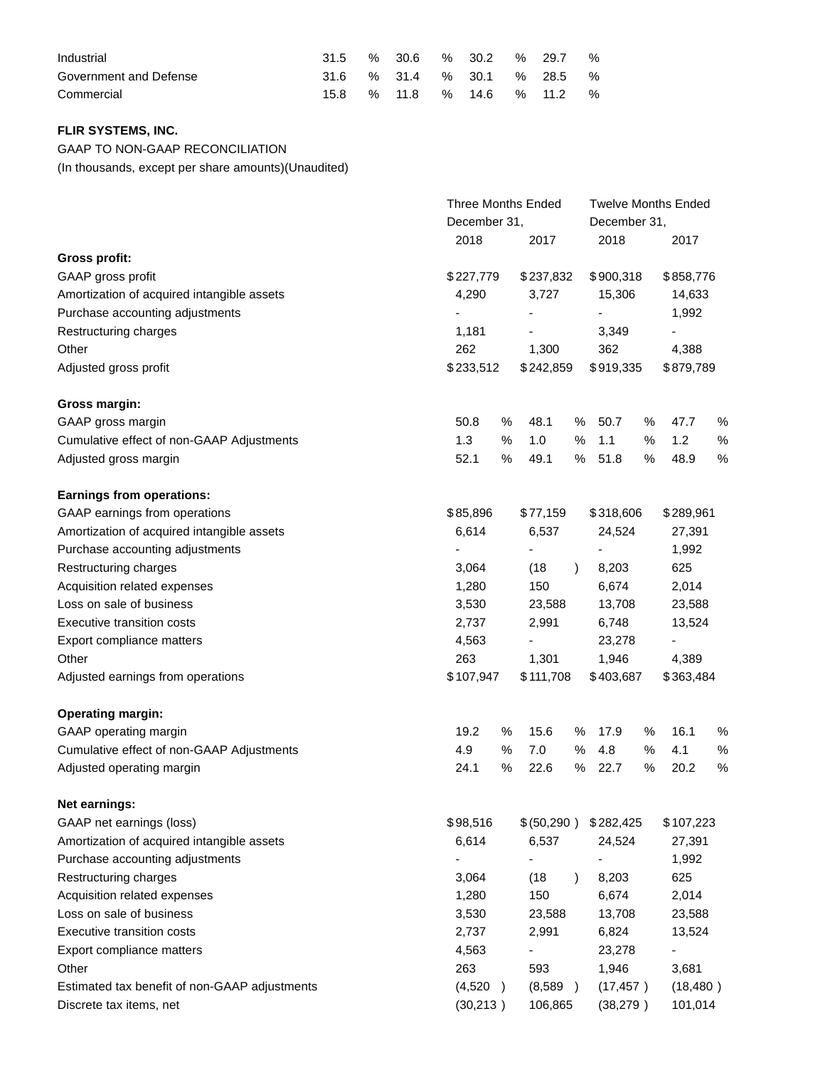| | | | | |
|---|---|---|---|---|
| Industrial | 31.5 % | 30.6 % | 30.2 % | 29.7 % |
| Government and Defense | 31.6 % | 31.4 % | 30.1 % | 28.5 % |
| Commercial | 15.8 % | 11.8 % | 14.6 % | 11.2 % |

**FLIR SYSTEMS, INC.**

GAAP TO NON-GAAP RECONCILIATION

(In thousands, except per share amounts)(Unaudited)

| | Three Months Ended December 31, | | Twelve Months Ended December 31, | |
|---|---|---|---|---|
| | 2018 | 2017 | 2018 | 2017 |
| **Gross profit:** | | | | |
| GAAP gross profit | $227,779 | $237,832 | $900,318 | $858,776 |
| Amortization of acquired intangible assets | 4,290 | 3,727 | 15,306 | 14,633 |
| Purchase accounting adjustments | - | - | - | 1,992 |
| Restructuring charges | 1,181 | - | 3,349 | - |
| Other | 262 | 1,300 | 362 | 4,388 |
| Adjusted gross profit | $233,512 | $242,859 | $919,335 | $879,789 |
| | | | | |
| **Gross margin:** | | | | |
| GAAP gross margin | 50.8 % | 48.1 % | 50.7 % | 47.7 % |
| Cumulative effect of non-GAAP Adjustments | 1.3 % | 1.0 % | 1.1 % | 1.2 % |
| Adjusted gross margin | 52.1 % | 49.1 % | 51.8 % | 48.9 % |
| | | | | |
| **Earnings from operations:** | | | | |
| GAAP earnings from operations | $85,896 | $77,159 | $318,606 | $289,961 |
| Amortization of acquired intangible assets | 6,614 | 6,537 | 24,524 | 27,391 |
| Purchase accounting adjustments | - | - | - | 1,992 |
| Restructuring charges | 3,064 | (18) | 8,203 | 625 |
| Acquisition related expenses | 1,280 | 150 | 6,674 | 2,014 |
| Loss on sale of business | 3,530 | 23,588 | 13,708 | 23,588 |
| Executive transition costs | 2,737 | 2,991 | 6,748 | 13,524 |
| Export compliance matters | 4,563 | - | 23,278 | - |
| Other | 263 | 1,301 | 1,946 | 4,389 |
| Adjusted earnings from operations | $107,947 | $111,708 | $403,687 | $363,484 |
| | | | | |
| **Operating margin:** | | | | |
| GAAP operating margin | 19.2 % | 15.6 % | 17.9 % | 16.1 % |
| Cumulative effect of non-GAAP Adjustments | 4.9 % | 7.0 % | 4.8 % | 4.1 % |
| Adjusted operating margin | 24.1 % | 22.6 % | 22.7 % | 20.2 % |
| | | | | |
| **Net earnings:** | | | | |
| GAAP net earnings (loss) | $98,516 | $(50,290) | $282,425 | $107,223 |
| Amortization of acquired intangible assets | 6,614 | 6,537 | 24,524 | 27,391 |
| Purchase accounting adjustments | - | - | - | 1,992 |
| Restructuring charges | 3,064 | (18) | 8,203 | 625 |
| Acquisition related expenses | 1,280 | 150 | 6,674 | 2,014 |
| Loss on sale of business | 3,530 | 23,588 | 13,708 | 23,588 |
| Executive transition costs | 2,737 | 2,991 | 6,824 | 13,524 |
| Export compliance matters | 4,563 | - | 23,278 | - |
| Other | 263 | 593 | 1,946 | 3,681 |
| Estimated tax benefit of non-GAAP adjustments | (4,520) | (8,589) | (17,457) | (18,480) |
| Discrete tax items, net | (30,213) | 106,865 | (38,279) | 101,014 |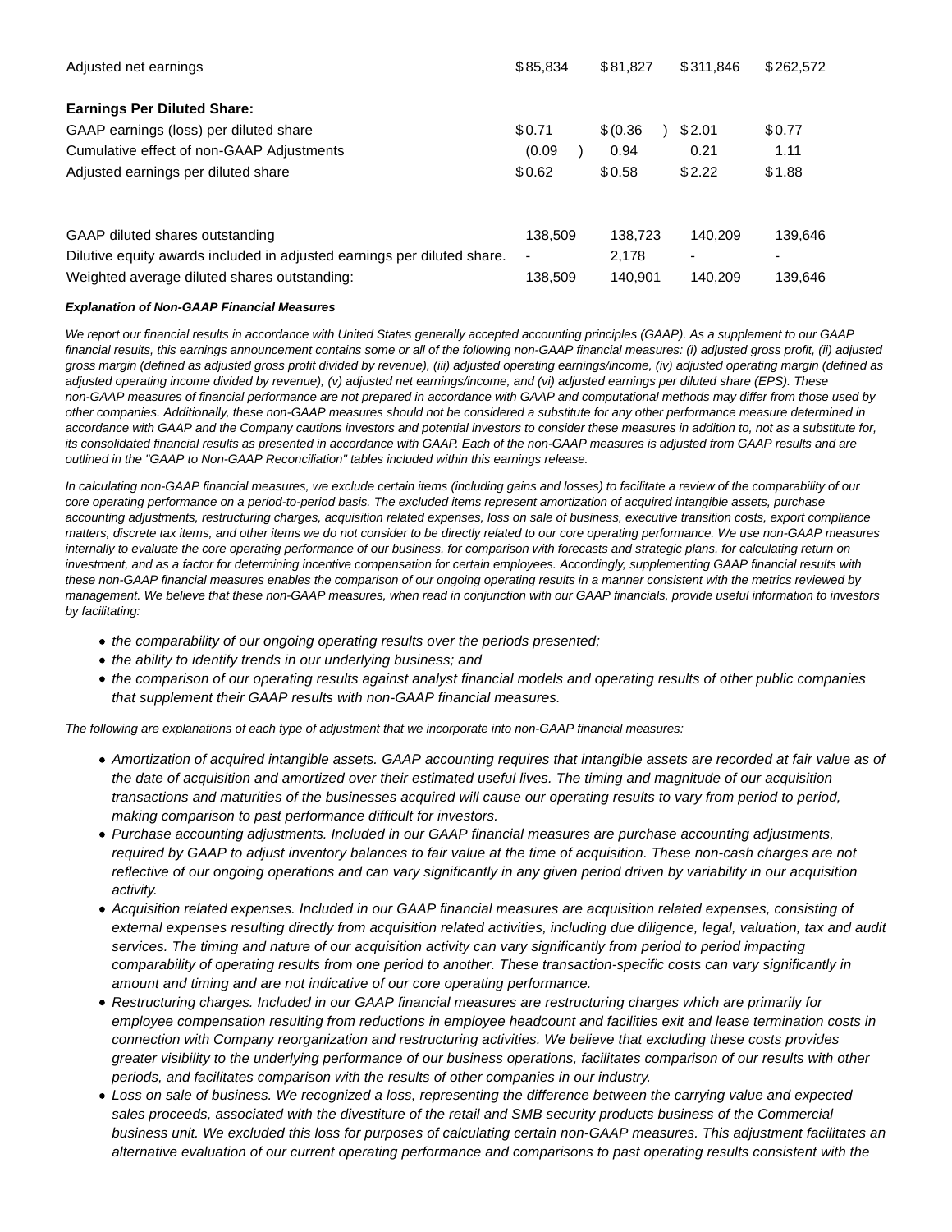| | | | | |
|---|---|---|---|---|
| Adjusted net earnings | $85,834 | $81,827 | $311,846 | $262,572 |
| | | | | |
| **Earnings Per Diluted Share:** | | | | |
| GAAP earnings (loss) per diluted share | $0.71 | $(0.36) | $2.01 | $0.77 |
| Cumulative effect of non-GAAP Adjustments | (0.09) | 0.94 | 0.21 | 1.11 |
| Adjusted earnings per diluted share | $0.62 | $0.58 | $2.22 | $1.88 |
| | | | | |
| GAAP diluted shares outstanding | 138,509 | 138,723 | 140,209 | 139,646 |
| Dilutive equity awards included in adjusted earnings per diluted share. | - | 2,178 | - | - |
| Weighted average diluted shares outstanding: | 138,509 | 140,901 | 140,209 | 139,646 |

***Explanation of Non-GAAP Financial Measures***

*We report our financial results in accordance with United States generally accepted accounting principles (GAAP). As a supplement to our GAAP financial results, this earnings announcement contains some or all of the following non-GAAP financial measures: (i) adjusted gross profit, (ii) adjusted gross margin (defined as adjusted gross profit divided by revenue), (iii) adjusted operating earnings/income, (iv) adjusted operating margin (defined as adjusted operating income divided by revenue), (v) adjusted net earnings/income, and (vi) adjusted earnings per diluted share (EPS). These non-GAAP measures of financial performance are not prepared in accordance with GAAP and computational methods may differ from those used by other companies. Additionally, these non-GAAP measures should not be considered a substitute for any other performance measure determined in accordance with GAAP and the Company cautions investors and potential investors to consider these measures in addition to, not as a substitute for, its consolidated financial results as presented in accordance with GAAP. Each of the non-GAAP measures is adjusted from GAAP results and are outlined in the "GAAP to Non-GAAP Reconciliation" tables included within this earnings release.*

*In calculating non-GAAP financial measures, we exclude certain items (including gains and losses) to facilitate a review of the comparability of our core operating performance on a period-to-period basis. The excluded items represent amortization of acquired intangible assets, purchase accounting adjustments, restructuring charges, acquisition related expenses, loss on sale of business, executive transition costs, export compliance matters, discrete tax items, and other items we do not consider to be directly related to our core operating performance. We use non-GAAP measures internally to evaluate the core operating performance of our business, for comparison with forecasts and strategic plans, for calculating return on investment, and as a factor for determining incentive compensation for certain employees. Accordingly, supplementing GAAP financial results with these non-GAAP financial measures enables the comparison of our ongoing operating results in a manner consistent with the metrics reviewed by management. We believe that these non-GAAP measures, when read in conjunction with our GAAP financials, provide useful information to investors by facilitating:*

- *the comparability of our ongoing operating results over the periods presented;*
- *the ability to identify trends in our underlying business; and*
- *the comparison of our operating results against analyst financial models and operating results of other public companies that supplement their GAAP results with non-GAAP financial measures.*

*The following are explanations of each type of adjustment that we incorporate into non-GAAP financial measures:*

- *Amortization of acquired intangible assets. GAAP accounting requires that intangible assets are recorded at fair value as of the date of acquisition and amortized over their estimated useful lives. The timing and magnitude of our acquisition transactions and maturities of the businesses acquired will cause our operating results to vary from period to period, making comparison to past performance difficult for investors.*
- *Purchase accounting adjustments. Included in our GAAP financial measures are purchase accounting adjustments, required by GAAP to adjust inventory balances to fair value at the time of acquisition. These non-cash charges are not reflective of our ongoing operations and can vary significantly in any given period driven by variability in our acquisition activity.*
- *Acquisition related expenses. Included in our GAAP financial measures are acquisition related expenses, consisting of external expenses resulting directly from acquisition related activities, including due diligence, legal, valuation, tax and audit services. The timing and nature of our acquisition activity can vary significantly from period to period impacting comparability of operating results from one period to another. These transaction-specific costs can vary significantly in amount and timing and are not indicative of our core operating performance.*
- *Restructuring charges. Included in our GAAP financial measures are restructuring charges which are primarily for employee compensation resulting from reductions in employee headcount and facilities exit and lease termination costs in connection with Company reorganization and restructuring activities. We believe that excluding these costs provides greater visibility to the underlying performance of our business operations, facilitates comparison of our results with other periods, and facilitates comparison with the results of other companies in our industry.*
- *Loss on sale of business. We recognized a loss, representing the difference between the carrying value and expected sales proceeds, associated with the divestiture of the retail and SMB security products business of the Commercial business unit. We excluded this loss for purposes of calculating certain non-GAAP measures. This adjustment facilitates an alternative evaluation of our current operating performance and comparisons to past operating results consistent with the*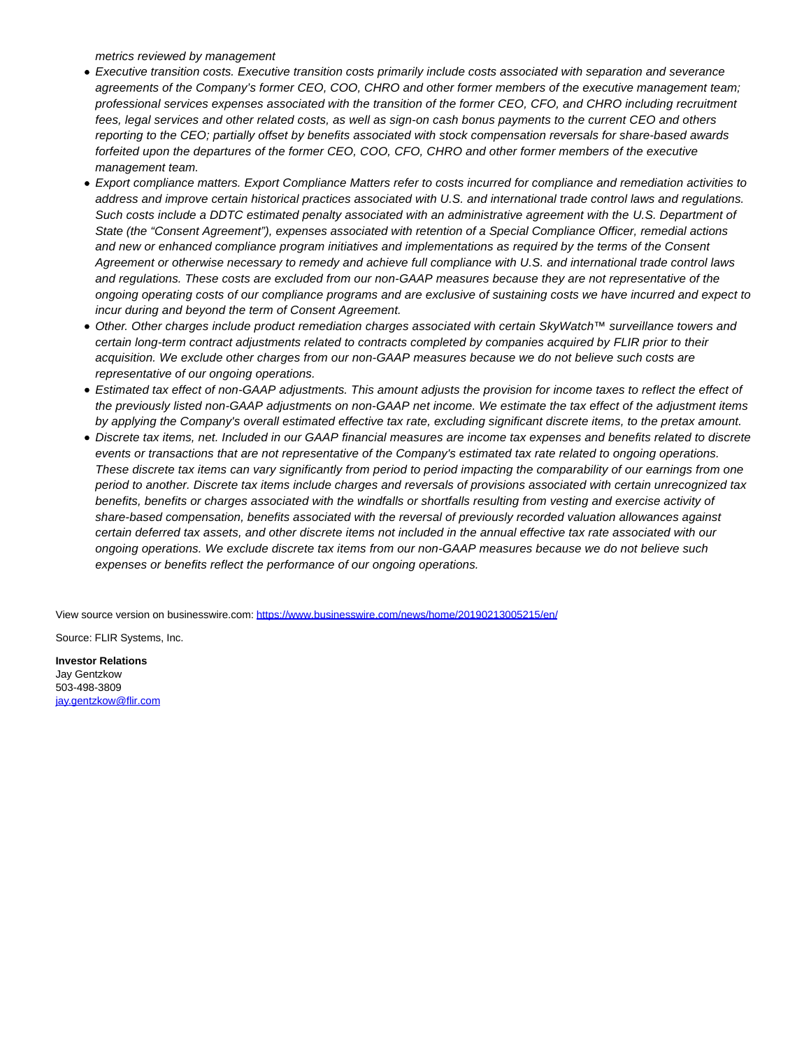*metrics reviewed by management*

- *Executive transition costs. Executive transition costs primarily include costs associated with separation and severance agreements of the Company's former CEO, COO, CHRO and other former members of the executive management team; professional services expenses associated with the transition of the former CEO, CFO, and CHRO including recruitment fees, legal services and other related costs, as well as sign-on cash bonus payments to the current CEO and others reporting to the CEO; partially offset by benefits associated with stock compensation reversals for share-based awards forfeited upon the departures of the former CEO, COO, CFO, CHRO and other former members of the executive management team.*
- *Export compliance matters. Export Compliance Matters refer to costs incurred for compliance and remediation activities to address and improve certain historical practices associated with U.S. and international trade control laws and regulations. Such costs include a DDTC estimated penalty associated with an administrative agreement with the U.S. Department of State (the "Consent Agreement"), expenses associated with retention of a Special Compliance Officer, remedial actions and new or enhanced compliance program initiatives and implementations as required by the terms of the Consent Agreement or otherwise necessary to remedy and achieve full compliance with U.S. and international trade control laws and regulations. These costs are excluded from our non-GAAP measures because they are not representative of the ongoing operating costs of our compliance programs and are exclusive of sustaining costs we have incurred and expect to incur during and beyond the term of Consent Agreement.*
- *Other. Other charges include product remediation charges associated with certain SkyWatch™ surveillance towers and certain long-term contract adjustments related to contracts completed by companies acquired by FLIR prior to their acquisition. We exclude other charges from our non-GAAP measures because we do not believe such costs are representative of our ongoing operations.*
- *Estimated tax effect of non-GAAP adjustments. This amount adjusts the provision for income taxes to reflect the effect of the previously listed non-GAAP adjustments on non-GAAP net income. We estimate the tax effect of the adjustment items by applying the Company's overall estimated effective tax rate, excluding significant discrete items, to the pretax amount.*
- *Discrete tax items, net. Included in our GAAP financial measures are income tax expenses and benefits related to discrete events or transactions that are not representative of the Company's estimated tax rate related to ongoing operations. These discrete tax items can vary significantly from period to period impacting the comparability of our earnings from one period to another. Discrete tax items include charges and reversals of provisions associated with certain unrecognized tax benefits, benefits or charges associated with the windfalls or shortfalls resulting from vesting and exercise activity of share-based compensation, benefits associated with the reversal of previously recorded valuation allowances against certain deferred tax assets, and other discrete items not included in the annual effective tax rate associated with our ongoing operations. We exclude discrete tax items from our non-GAAP measures because we do not believe such expenses or benefits reflect the performance of our ongoing operations.*

View source version on businesswire.com: [https://www.businesswire.com/news/home/20190213005215/en/](https://www.businesswire.com/news/home/20190213005215/en/)

Source: FLIR Systems, Inc.

**Investor Relations**
Jay Gentzkow
503-498-3809
[jay.gentzkow@flir.com](mailto:jay.gentzkow@flir.com)